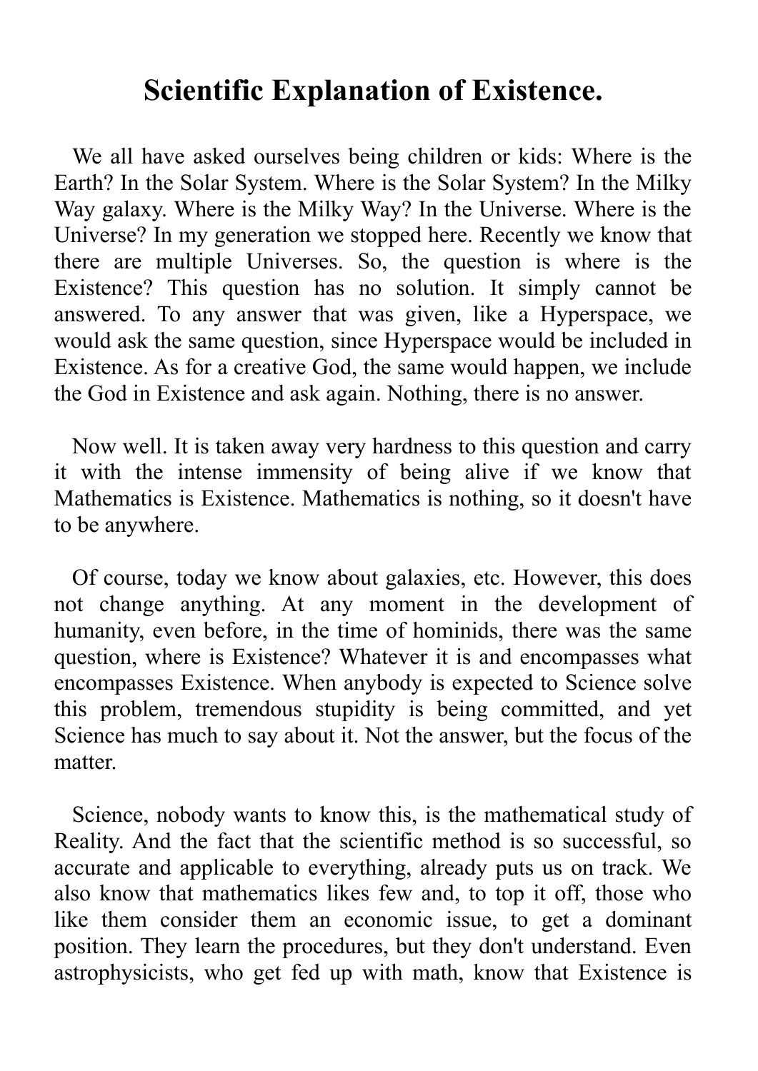# Scientific Explanation of Existence.

We all have asked ourselves being children or kids: Where is the Earth? In the Solar System. Where is the Solar System? In the Milky Way galaxy. Where is the Milky Way? In the Universe. Where is the Universe? In my generation we stopped here. Recently we know that there are multiple Universes. So, the question is where is the Existence? This question has no solution. It simply cannot be answered. To any answer that was given, like a Hyperspace, we would ask the same question, since Hyperspace would be included in Existence. As for a creative God, the same would happen, we include the God in Existence and ask again. Nothing, there is no answer.

Now well. It is taken away very hardness to this question and carry it with the intense immensity of being alive if we know that Mathematics is Existence. Mathematics is nothing, so it doesn't have to be anywhere.

Of course, today we know about galaxies, etc. However, this does not change anything. At any moment in the development of humanity, even before, in the time of hominids, there was the same question, where is Existence? Whatever it is and encompasses what encompasses Existence. When anybody is expected to Science solve this problem, tremendous stupidity is being committed, and yet Science has much to say about it. Not the answer, but the focus of the matter.

Science, nobody wants to know this, is the mathematical study of Reality. And the fact that the scientific method is so successful, so accurate and applicable to everything, already puts us on track. We also know that mathematics likes few and, to top it off, those who like them consider them an economic issue, to get a dominant position. They learn the procedures, but they don't understand. Even astrophysicists, who get fed up with math, know that Existence is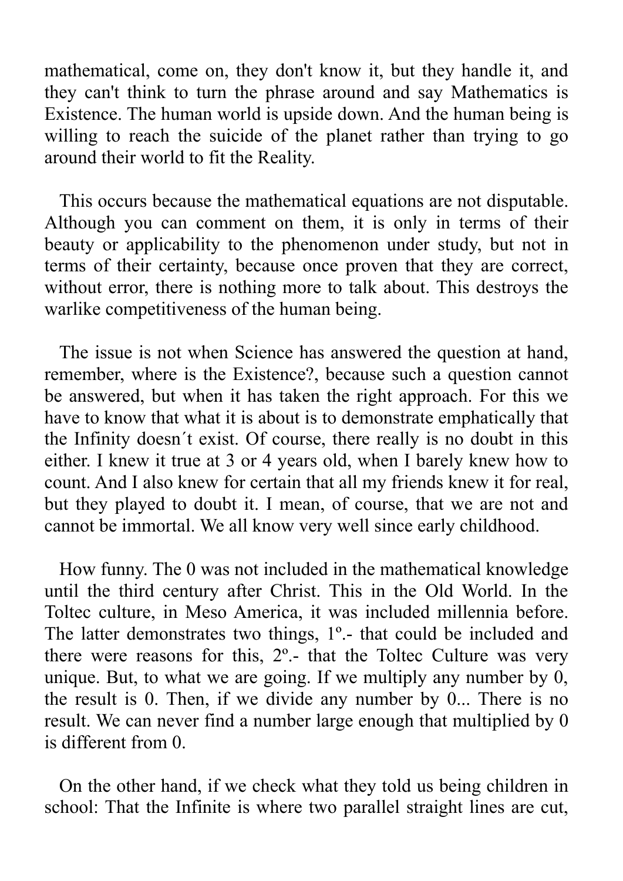mathematical, come on, they don't know it, but they handle it, and they can't think to turn the phrase around and say Mathematics is Existence. The human world is upside down. And the human being is willing to reach the suicide of the planet rather than trying to go around their world to fit the Reality.

This occurs because the mathematical equations are not disputable. Although you can comment on them, it is only in terms of their beauty or applicability to the phenomenon under study, but not in terms of their certainty, because once proven that they are correct, without error, there is nothing more to talk about. This destroys the warlike competitiveness of the human being.

The issue is not when Science has answered the question at hand, remember, where is the Existence?, because such a question cannot be answered, but when it has taken the right approach. For this we have to know that what it is about is to demonstrate emphatically that the Infinity doesn´t exist. Of course, there really is no doubt in this either. I knew it true at 3 or 4 years old, when I barely knew how to count. And I also knew for certain that all my friends knew it for real, but they played to doubt it. I mean, of course, that we are not and cannot be immortal. We all know very well since early childhood.

How funny. The 0 was not included in the mathematical knowledge until the third century after Christ. This in the Old World. In the Toltec culture, in Meso America, it was included millennia before. The latter demonstrates two things, 1º.- that could be included and there were reasons for this, 2º.- that the Toltec Culture was very unique. But, to what we are going. If we multiply any number by 0, the result is 0. Then, if we divide any number by 0... There is no result. We can never find a number large enough that multiplied by 0 is different from 0.

On the other hand, if we check what they told us being children in school: That the Infinite is where two parallel straight lines are cut,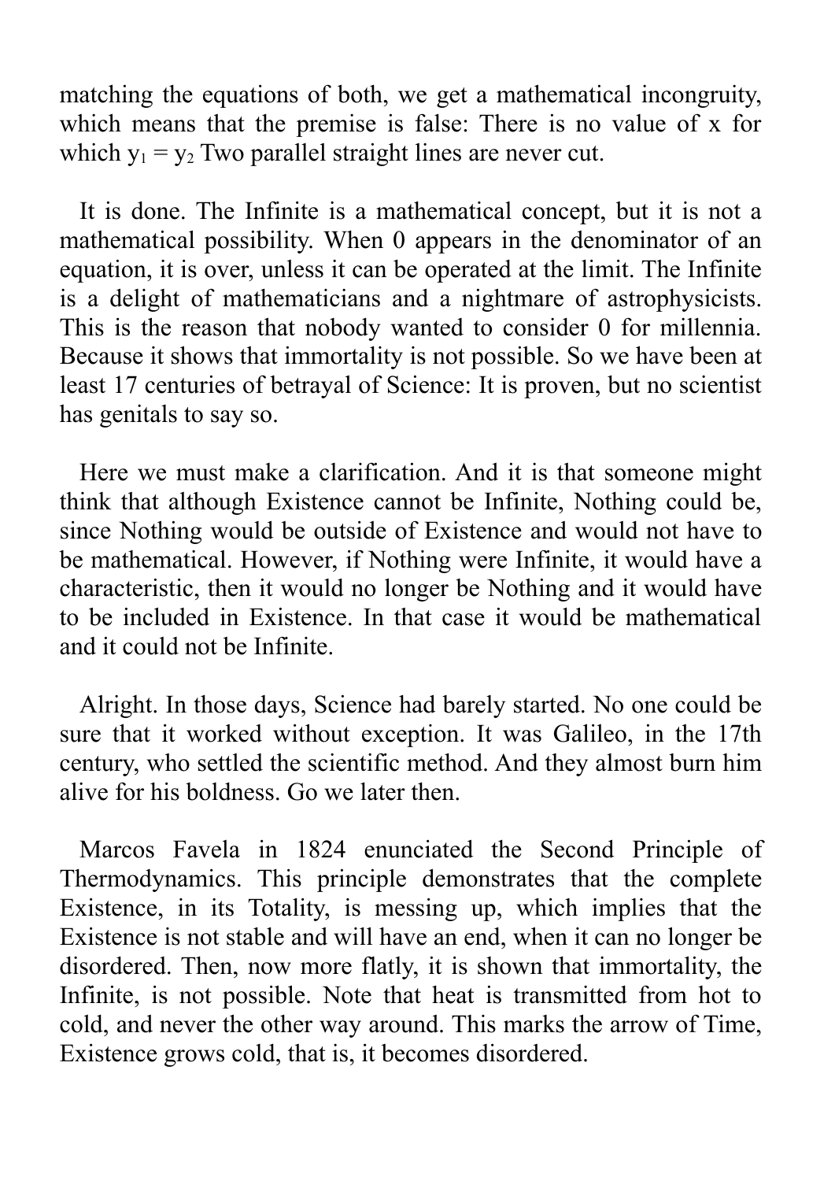matching the equations of both, we get a mathematical incongruity, which means that the premise is false: There is no value of x for which $y_1 = y_2$ Two parallel straight lines are never cut.

It is done. The Infinite is a mathematical concept, but it is not a mathematical possibility. When 0 appears in the denominator of an equation, it is over, unless it can be operated at the limit. The Infinite is a delight of mathematicians and a nightmare of astrophysicists. This is the reason that nobody wanted to consider 0 for millennia. Because it shows that immortality is not possible. So we have been at least 17 centuries of betrayal of Science: It is proven, but no scientist has genitals to say so.

Here we must make a clarification. And it is that someone might think that although Existence cannot be Infinite, Nothing could be, since Nothing would be outside of Existence and would not have to be mathematical. However, if Nothing were Infinite, it would have a characteristic, then it would no longer be Nothing and it would have to be included in Existence. In that case it would be mathematical and it could not be Infinite.

Alright. In those days, Science had barely started. No one could be sure that it worked without exception. It was Galileo, in the 17th century, who settled the scientific method. And they almost burn him alive for his boldness. Go we later then.

Marcos Favela in 1824 enunciated the Second Principle of Thermodynamics. This principle demonstrates that the complete Existence, in its Totality, is messing up, which implies that the Existence is not stable and will have an end, when it can no longer be disordered. Then, now more flatly, it is shown that immortality, the Infinite, is not possible. Note that heat is transmitted from hot to cold, and never the other way around. This marks the arrow of Time, Existence grows cold, that is, it becomes disordered.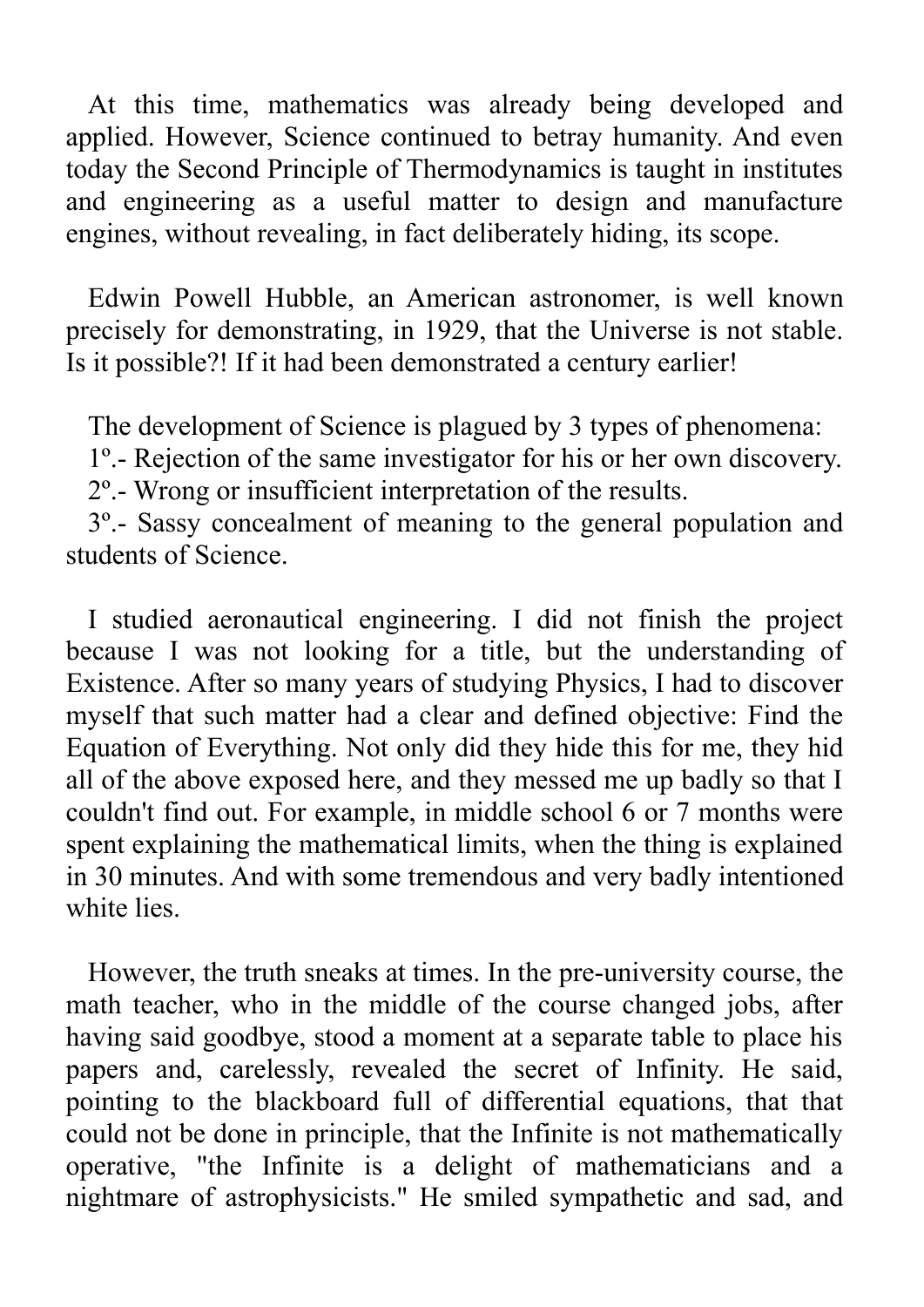At this time, mathematics was already being developed and applied. However, Science continued to betray humanity. And even today the Second Principle of Thermodynamics is taught in institutes and engineering as a useful matter to design and manufacture engines, without revealing, in fact deliberately hiding, its scope.

Edwin Powell Hubble, an American astronomer, is well known precisely for demonstrating, in 1929, that the Universe is not stable. Is it possible?! If it had been demonstrated a century earlier!

The development of Science is plagued by 3 types of phenomena:
1º.- Rejection of the same investigator for his or her own discovery.
2º.- Wrong or insufficient interpretation of the results.
3º.- Sassy concealment of meaning to the general population and students of Science.

I studied aeronautical engineering. I did not finish the project because I was not looking for a title, but the understanding of Existence. After so many years of studying Physics, I had to discover myself that such matter had a clear and defined objective: Find the Equation of Everything. Not only did they hide this for me, they hid all of the above exposed here, and they messed me up badly so that I couldn't find out. For example, in middle school 6 or 7 months were spent explaining the mathematical limits, when the thing is explained in 30 minutes. And with some tremendous and very badly intentioned white lies.

However, the truth sneaks at times. In the pre-university course, the math teacher, who in the middle of the course changed jobs, after having said goodbye, stood a moment at a separate table to place his papers and, carelessly, revealed the secret of Infinity. He said, pointing to the blackboard full of differential equations, that that could not be done in principle, that the Infinite is not mathematically operative, "the Infinite is a delight of mathematicians and a nightmare of astrophysicists." He smiled sympathetic and sad, and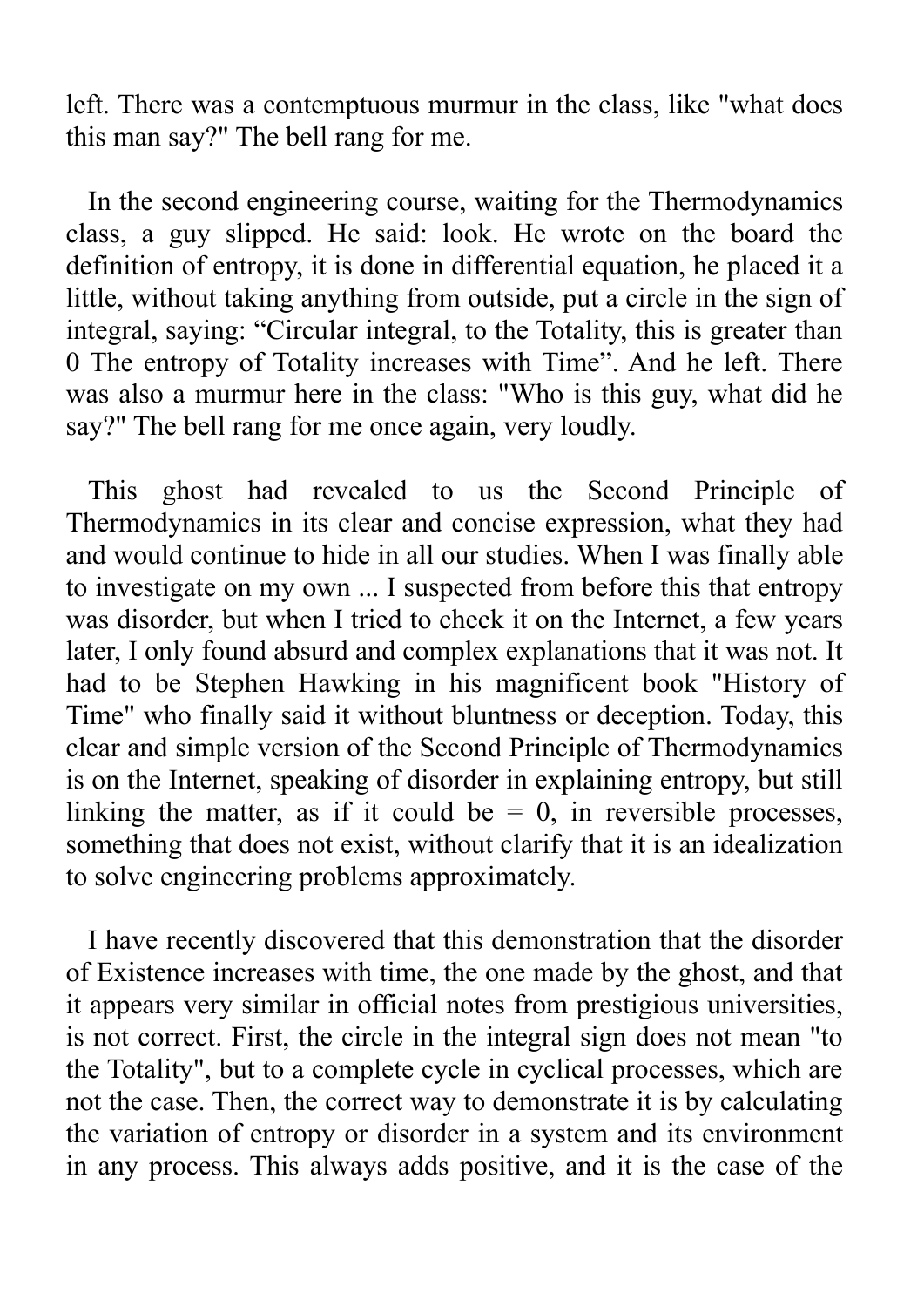left. There was a contemptuous murmur in the class, like "what does this man say?" The bell rang for me.

In the second engineering course, waiting for the Thermodynamics class, a guy slipped. He said: look. He wrote on the board the definition of entropy, it is done in differential equation, he placed it a little, without taking anything from outside, put a circle in the sign of integral, saying: "Circular integral, to the Totality, this is greater than 0 The entropy of Totality increases with Time". And he left. There was also a murmur here in the class: "Who is this guy, what did he say?" The bell rang for me once again, very loudly.

This ghost had revealed to us the Second Principle of Thermodynamics in its clear and concise expression, what they had and would continue to hide in all our studies. When I was finally able to investigate on my own ... I suspected from before this that entropy was disorder, but when I tried to check it on the Internet, a few years later, I only found absurd and complex explanations that it was not. It had to be Stephen Hawking in his magnificent book "History of Time" who finally said it without bluntness or deception. Today, this clear and simple version of the Second Principle of Thermodynamics is on the Internet, speaking of disorder in explaining entropy, but still linking the matter, as if it could be = 0, in reversible processes, something that does not exist, without clarify that it is an idealization to solve engineering problems approximately.

I have recently discovered that this demonstration that the disorder of Existence increases with time, the one made by the ghost, and that it appears very similar in official notes from prestigious universities, is not correct. First, the circle in the integral sign does not mean "to the Totality", but to a complete cycle in cyclical processes, which are not the case. Then, the correct way to demonstrate it is by calculating the variation of entropy or disorder in a system and its environment in any process. This always adds positive, and it is the case of the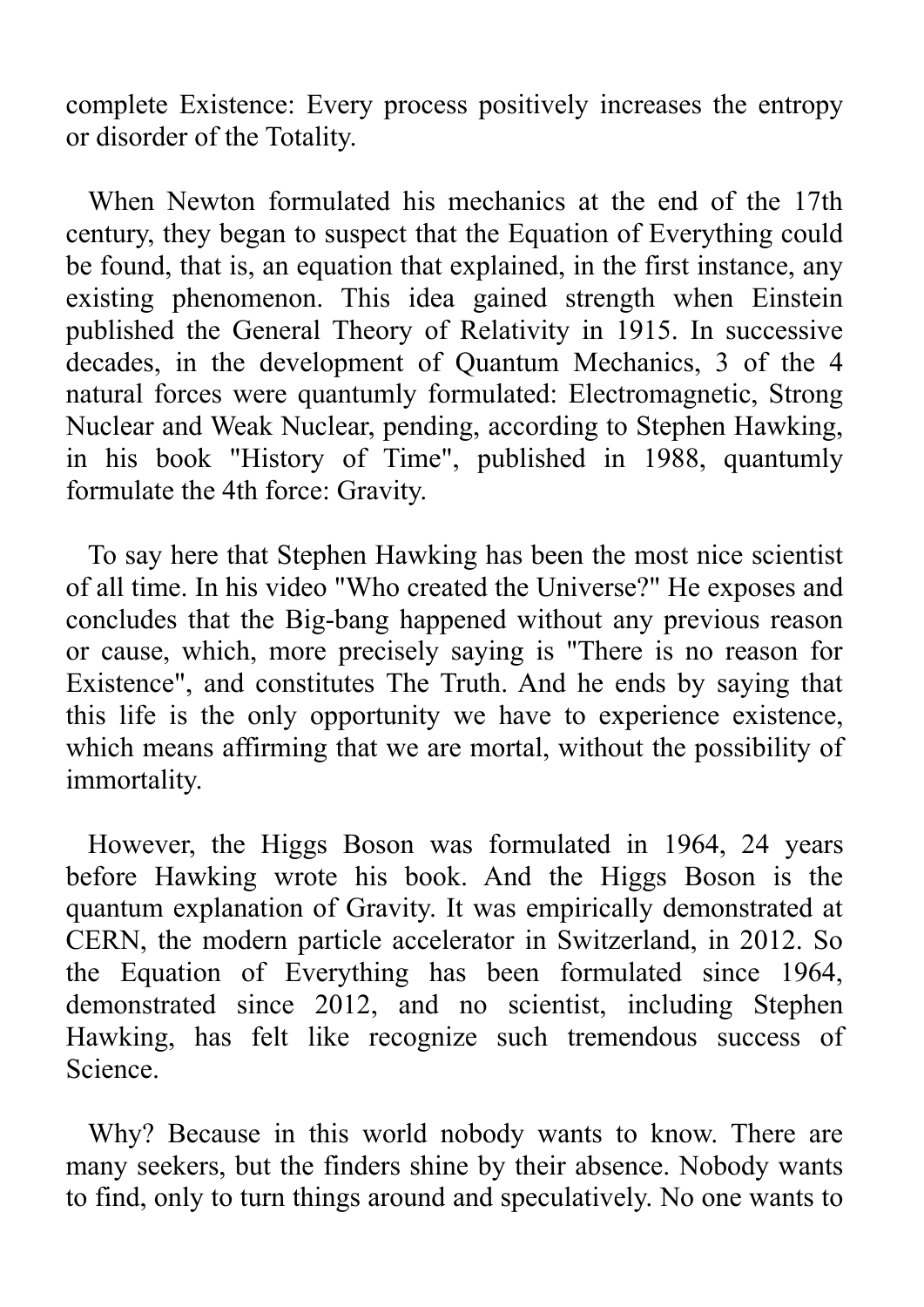complete Existence: Every process positively increases the entropy or disorder of the Totality.

When Newton formulated his mechanics at the end of the 17th century, they began to suspect that the Equation of Everything could be found, that is, an equation that explained, in the first instance, any existing phenomenon. This idea gained strength when Einstein published the General Theory of Relativity in 1915. In successive decades, in the development of Quantum Mechanics, 3 of the 4 natural forces were quantumly formulated: Electromagnetic, Strong Nuclear and Weak Nuclear, pending, according to Stephen Hawking, in his book "History of Time", published in 1988, quantumly formulate the 4th force: Gravity.

To say here that Stephen Hawking has been the most nice scientist of all time. In his video "Who created the Universe?" He exposes and concludes that the Big-bang happened without any previous reason or cause, which, more precisely saying is "There is no reason for Existence", and constitutes The Truth. And he ends by saying that this life is the only opportunity we have to experience existence, which means affirming that we are mortal, without the possibility of immortality.

However, the Higgs Boson was formulated in 1964, 24 years before Hawking wrote his book. And the Higgs Boson is the quantum explanation of Gravity. It was empirically demonstrated at CERN, the modern particle accelerator in Switzerland, in 2012. So the Equation of Everything has been formulated since 1964, demonstrated since 2012, and no scientist, including Stephen Hawking, has felt like recognize such tremendous success of Science.

Why? Because in this world nobody wants to know. There are many seekers, but the finders shine by their absence. Nobody wants to find, only to turn things around and speculatively. No one wants to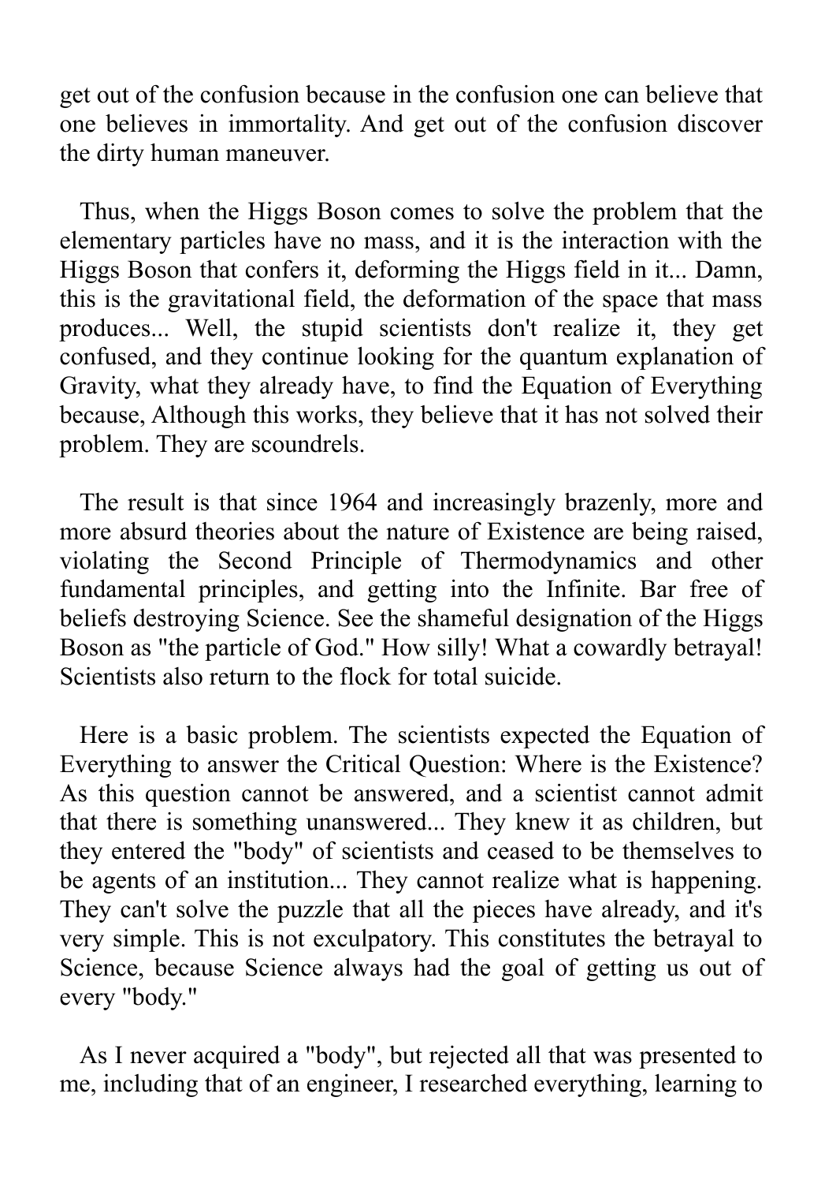get out of the confusion because in the confusion one can believe that one believes in immortality. And get out of the confusion discover the dirty human maneuver.

Thus, when the Higgs Boson comes to solve the problem that the elementary particles have no mass, and it is the interaction with the Higgs Boson that confers it, deforming the Higgs field in it... Damn, this is the gravitational field, the deformation of the space that mass produces... Well, the stupid scientists don't realize it, they get confused, and they continue looking for the quantum explanation of Gravity, what they already have, to find the Equation of Everything because, Although this works, they believe that it has not solved their problem. They are scoundrels.

The result is that since 1964 and increasingly brazenly, more and more absurd theories about the nature of Existence are being raised, violating the Second Principle of Thermodynamics and other fundamental principles, and getting into the Infinite. Bar free of beliefs destroying Science. See the shameful designation of the Higgs Boson as "the particle of God." How silly! What a cowardly betrayal! Scientists also return to the flock for total suicide.

Here is a basic problem. The scientists expected the Equation of Everything to answer the Critical Question: Where is the Existence? As this question cannot be answered, and a scientist cannot admit that there is something unanswered... They knew it as children, but they entered the "body" of scientists and ceased to be themselves to be agents of an institution... They cannot realize what is happening. They can't solve the puzzle that all the pieces have already, and it's very simple. This is not exculpatory. This constitutes the betrayal to Science, because Science always had the goal of getting us out of every "body."

As I never acquired a "body", but rejected all that was presented to me, including that of an engineer, I researched everything, learning to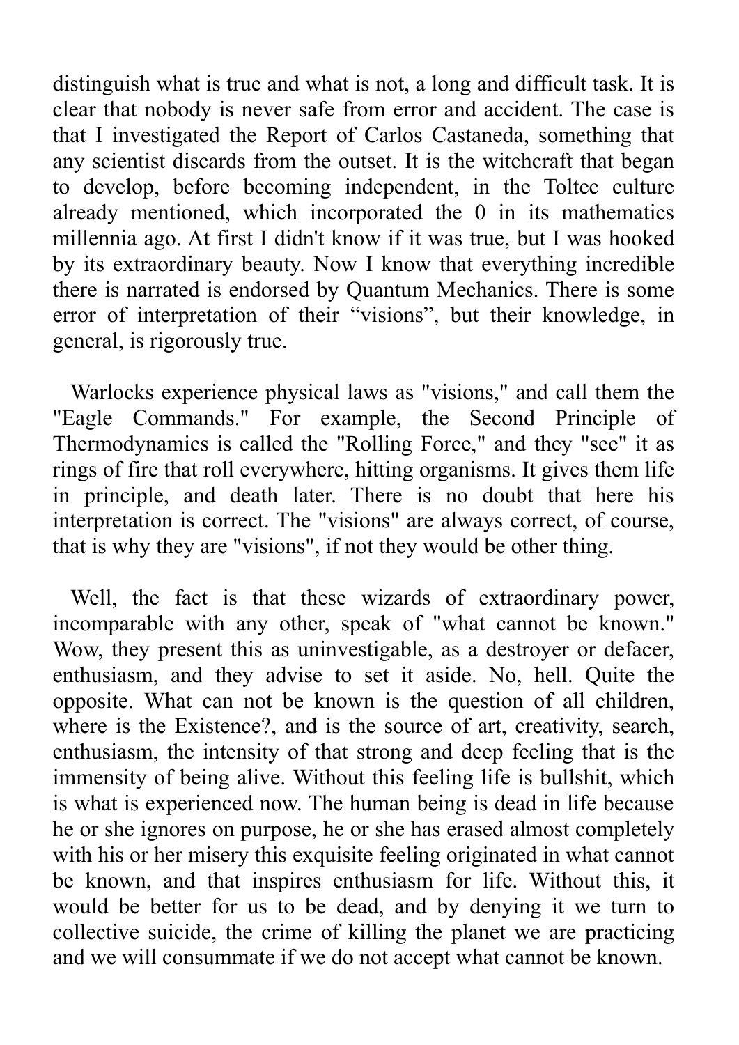distinguish what is true and what is not, a long and difficult task. It is clear that nobody is never safe from error and accident. The case is that I investigated the Report of Carlos Castaneda, something that any scientist discards from the outset. It is the witchcraft that began to develop, before becoming independent, in the Toltec culture already mentioned, which incorporated the 0 in its mathematics millennia ago. At first I didn't know if it was true, but I was hooked by its extraordinary beauty. Now I know that everything incredible there is narrated is endorsed by Quantum Mechanics. There is some error of interpretation of their “visions”, but their knowledge, in general, is rigorously true.

Warlocks experience physical laws as "visions," and call them the "Eagle Commands." For example, the Second Principle of Thermodynamics is called the "Rolling Force," and they "see" it as rings of fire that roll everywhere, hitting organisms. It gives them life in principle, and death later. There is no doubt that here his interpretation is correct. The "visions" are always correct, of course, that is why they are "visions", if not they would be other thing.

Well, the fact is that these wizards of extraordinary power, incomparable with any other, speak of "what cannot be known." Wow, they present this as uninvestigable, as a destroyer or defacer, enthusiasm, and they advise to set it aside. No, hell. Quite the opposite. What can not be known is the question of all children, where is the Existence?, and is the source of art, creativity, search, enthusiasm, the intensity of that strong and deep feeling that is the immensity of being alive. Without this feeling life is bullshit, which is what is experienced now. The human being is dead in life because he or she ignores on purpose, he or she has erased almost completely with his or her misery this exquisite feeling originated in what cannot be known, and that inspires enthusiasm for life. Without this, it would be better for us to be dead, and by denying it we turn to collective suicide, the crime of killing the planet we are practicing and we will consummate if we do not accept what cannot be known.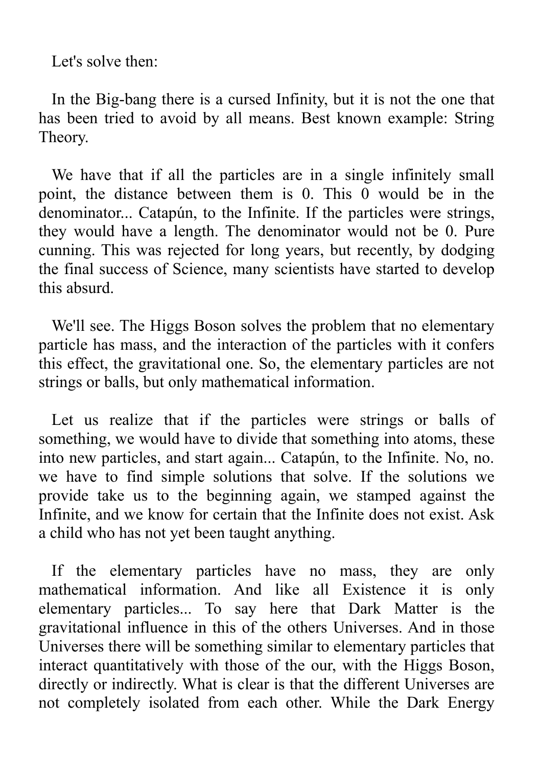Let's solve then:

In the Big-bang there is a cursed Infinity, but it is not the one that has been tried to avoid by all means. Best known example: String Theory.

We have that if all the particles are in a single infinitely small point, the distance between them is 0. This 0 would be in the denominator... Catapún, to the Infinite. If the particles were strings, they would have a length. The denominator would not be 0. Pure cunning. This was rejected for long years, but recently, by dodging the final success of Science, many scientists have started to develop this absurd.

We'll see. The Higgs Boson solves the problem that no elementary particle has mass, and the interaction of the particles with it confers this effect, the gravitational one. So, the elementary particles are not strings or balls, but only mathematical information.

Let us realize that if the particles were strings or balls of something, we would have to divide that something into atoms, these into new particles, and start again... Catapún, to the Infinite. No, no. we have to find simple solutions that solve. If the solutions we provide take us to the beginning again, we stamped against the Infinite, and we know for certain that the Infinite does not exist. Ask a child who has not yet been taught anything.

If the elementary particles have no mass, they are only mathematical information. And like all Existence it is only elementary particles... To say here that Dark Matter is the gravitational influence in this of the others Universes. And in those Universes there will be something similar to elementary particles that interact quantitatively with those of the our, with the Higgs Boson, directly or indirectly. What is clear is that the different Universes are not completely isolated from each other. While the Dark Energy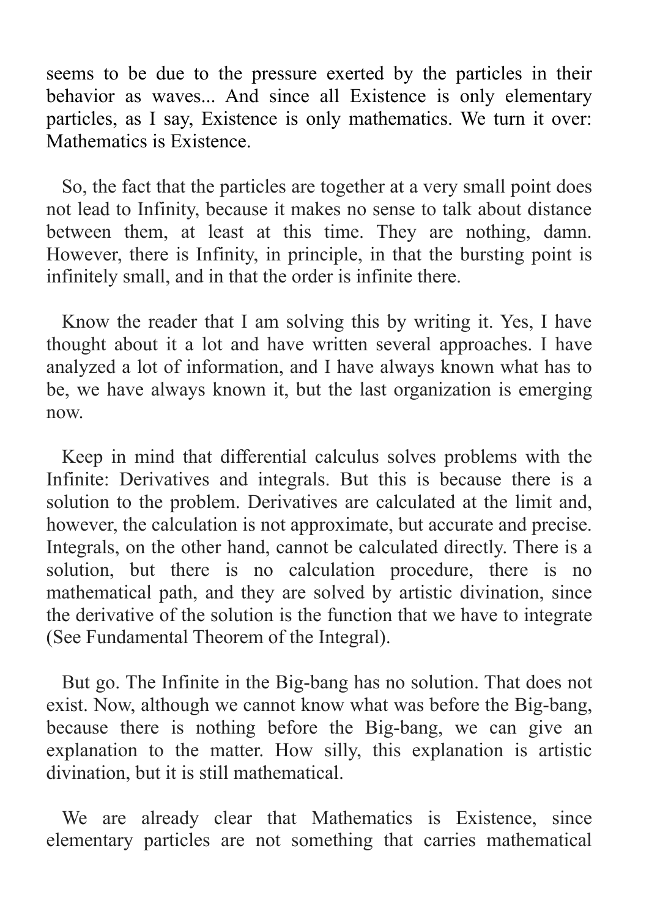seems to be due to the pressure exerted by the particles in their behavior as waves... And since all Existence is only elementary particles, as I say, Existence is only mathematics. We turn it over: Mathematics is Existence.

So, the fact that the particles are together at a very small point does not lead to Infinity, because it makes no sense to talk about distance between them, at least at this time. They are nothing, damn. However, there is Infinity, in principle, in that the bursting point is infinitely small, and in that the order is infinite there.

Know the reader that I am solving this by writing it. Yes, I have thought about it a lot and have written several approaches. I have analyzed a lot of information, and I have always known what has to be, we have always known it, but the last organization is emerging now.

Keep in mind that differential calculus solves problems with the Infinite: Derivatives and integrals. But this is because there is a solution to the problem. Derivatives are calculated at the limit and, however, the calculation is not approximate, but accurate and precise. Integrals, on the other hand, cannot be calculated directly. There is a solution, but there is no calculation procedure, there is no mathematical path, and they are solved by artistic divination, since the derivative of the solution is the function that we have to integrate (See Fundamental Theorem of the Integral).

But go. The Infinite in the Big-bang has no solution. That does not exist. Now, although we cannot know what was before the Big-bang, because there is nothing before the Big-bang, we can give an explanation to the matter. How silly, this explanation is artistic divination, but it is still mathematical.

We are already clear that Mathematics is Existence, since elementary particles are not something that carries mathematical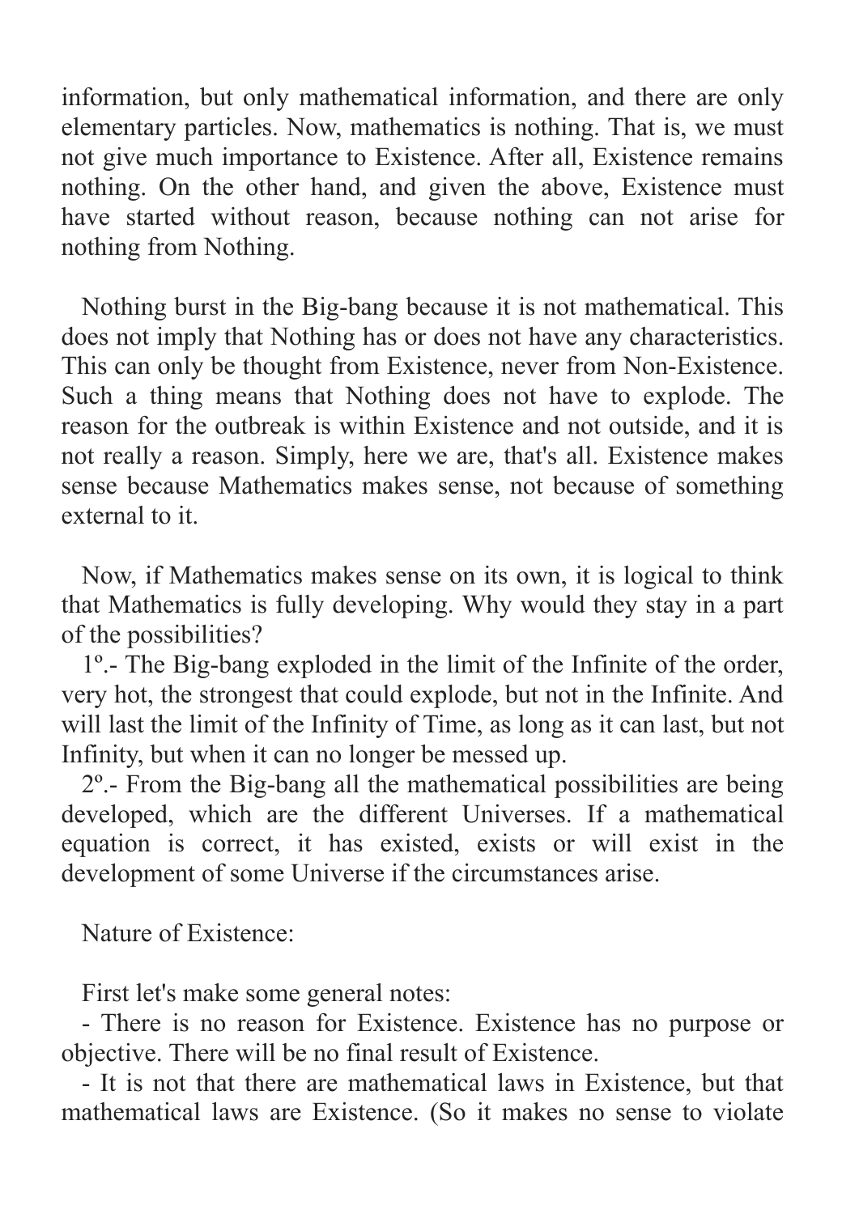information, but only mathematical information, and there are only elementary particles. Now, mathematics is nothing. That is, we must not give much importance to Existence. After all, Existence remains nothing. On the other hand, and given the above, Existence must have started without reason, because nothing can not arise for nothing from Nothing.

Nothing burst in the Big-bang because it is not mathematical. This does not imply that Nothing has or does not have any characteristics. This can only be thought from Existence, never from Non-Existence. Such a thing means that Nothing does not have to explode. The reason for the outbreak is within Existence and not outside, and it is not really a reason. Simply, here we are, that's all. Existence makes sense because Mathematics makes sense, not because of something external to it.

Now, if Mathematics makes sense on its own, it is logical to think that Mathematics is fully developing. Why would they stay in a part of the possibilities?

1º.- The Big-bang exploded in the limit of the Infinite of the order, very hot, the strongest that could explode, but not in the Infinite. And will last the limit of the Infinity of Time, as long as it can last, but not Infinity, but when it can no longer be messed up.

2º.- From the Big-bang all the mathematical possibilities are being developed, which are the different Universes. If a mathematical equation is correct, it has existed, exists or will exist in the development of some Universe if the circumstances arise.

Nature of Existence:

First let's make some general notes:

- There is no reason for Existence. Existence has no purpose or objective. There will be no final result of Existence.
- It is not that there are mathematical laws in Existence, but that mathematical laws are Existence. (So it makes no sense to violate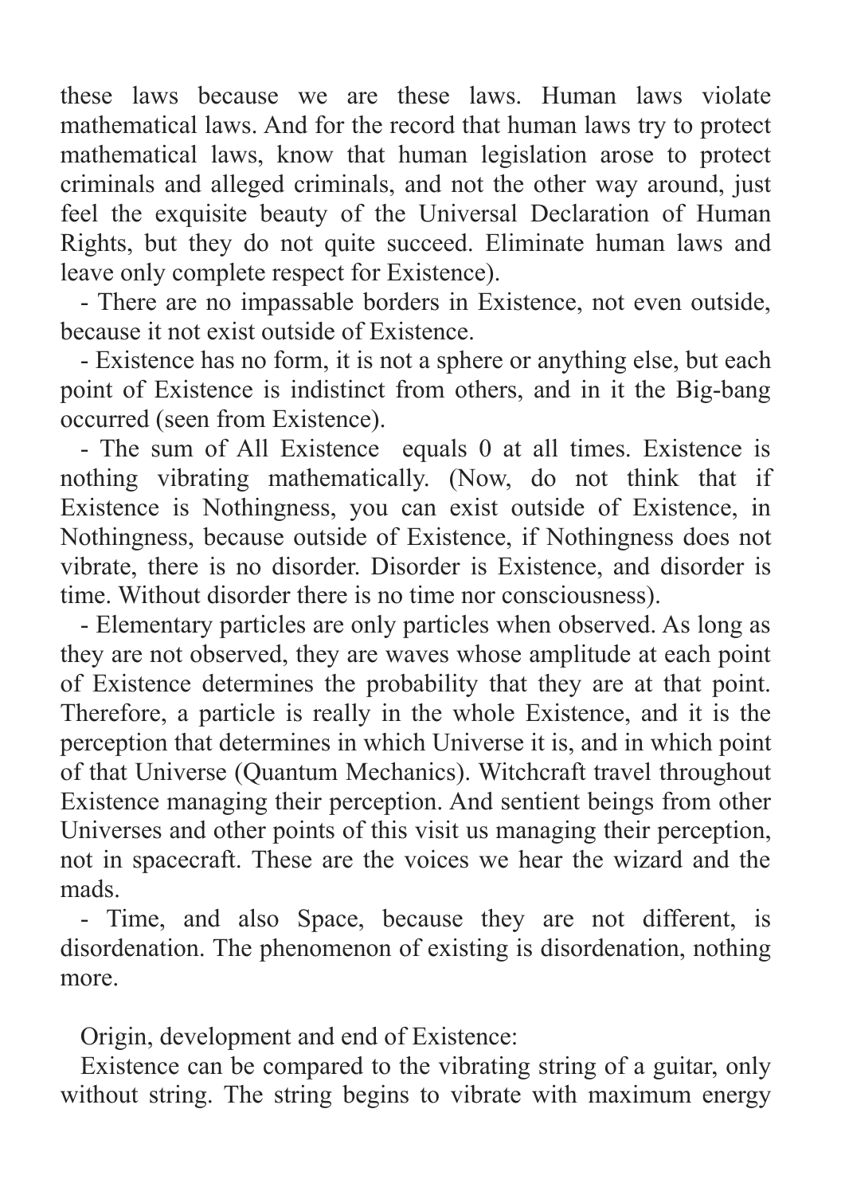these laws because we are these laws. Human laws violate mathematical laws. And for the record that human laws try to protect mathematical laws, know that human legislation arose to protect criminals and alleged criminals, and not the other way around, just feel the exquisite beauty of the Universal Declaration of Human Rights, but they do not quite succeed. Eliminate human laws and leave only complete respect for Existence).

- There are no impassable borders in Existence, not even outside, because it not exist outside of Existence.
- Existence has no form, it is not a sphere or anything else, but each point of Existence is indistinct from others, and in it the Big-bang occurred (seen from Existence).
- The sum of All Existence equals 0 at all times. Existence is nothing vibrating mathematically. (Now, do not think that if Existence is Nothingness, you can exist outside of Existence, in Nothingness, because outside of Existence, if Nothingness does not vibrate, there is no disorder. Disorder is Existence, and disorder is time. Without disorder there is no time nor consciousness).
- Elementary particles are only particles when observed. As long as they are not observed, they are waves whose amplitude at each point of Existence determines the probability that they are at that point. Therefore, a particle is really in the whole Existence, and it is the perception that determines in which Universe it is, and in which point of that Universe (Quantum Mechanics). Witchcraft travel throughout Existence managing their perception. And sentient beings from other Universes and other points of this visit us managing their perception, not in spacecraft. These are the voices we hear the wizard and the mads.
- Time, and also Space, because they are not different, is disordenation. The phenomenon of existing is disordenation, nothing more.

Origin, development and end of Existence:

Existence can be compared to the vibrating string of a guitar, only without string. The string begins to vibrate with maximum energy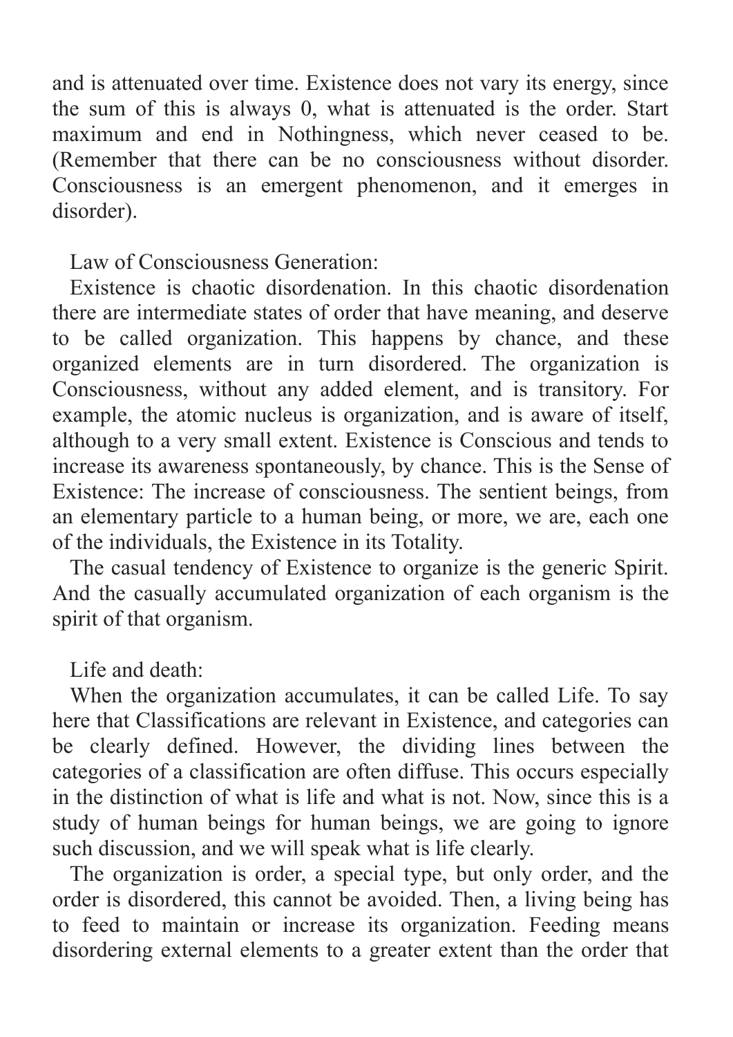and is attenuated over time. Existence does not vary its energy, since the sum of this is always 0, what is attenuated is the order. Start maximum and end in Nothingness, which never ceased to be. (Remember that there can be no consciousness without disorder. Consciousness is an emergent phenomenon, and it emerges in disorder).

Law of Consciousness Generation:

Existence is chaotic disordenation. In this chaotic disordenation there are intermediate states of order that have meaning, and deserve to be called organization. This happens by chance, and these organized elements are in turn disordered. The organization is Consciousness, without any added element, and is transitory. For example, the atomic nucleus is organization, and is aware of itself, although to a very small extent. Existence is Conscious and tends to increase its awareness spontaneously, by chance. This is the Sense of Existence: The increase of consciousness. The sentient beings, from an elementary particle to a human being, or more, we are, each one of the individuals, the Existence in its Totality.

The casual tendency of Existence to organize is the generic Spirit. And the casually accumulated organization of each organism is the spirit of that organism.

Life and death:

When the organization accumulates, it can be called Life. To say here that Classifications are relevant in Existence, and categories can be clearly defined. However, the dividing lines between the categories of a classification are often diffuse. This occurs especially in the distinction of what is life and what is not. Now, since this is a study of human beings for human beings, we are going to ignore such discussion, and we will speak what is life clearly.

The organization is order, a special type, but only order, and the order is disordered, this cannot be avoided. Then, a living being has to feed to maintain or increase its organization. Feeding means disordering external elements to a greater extent than the order that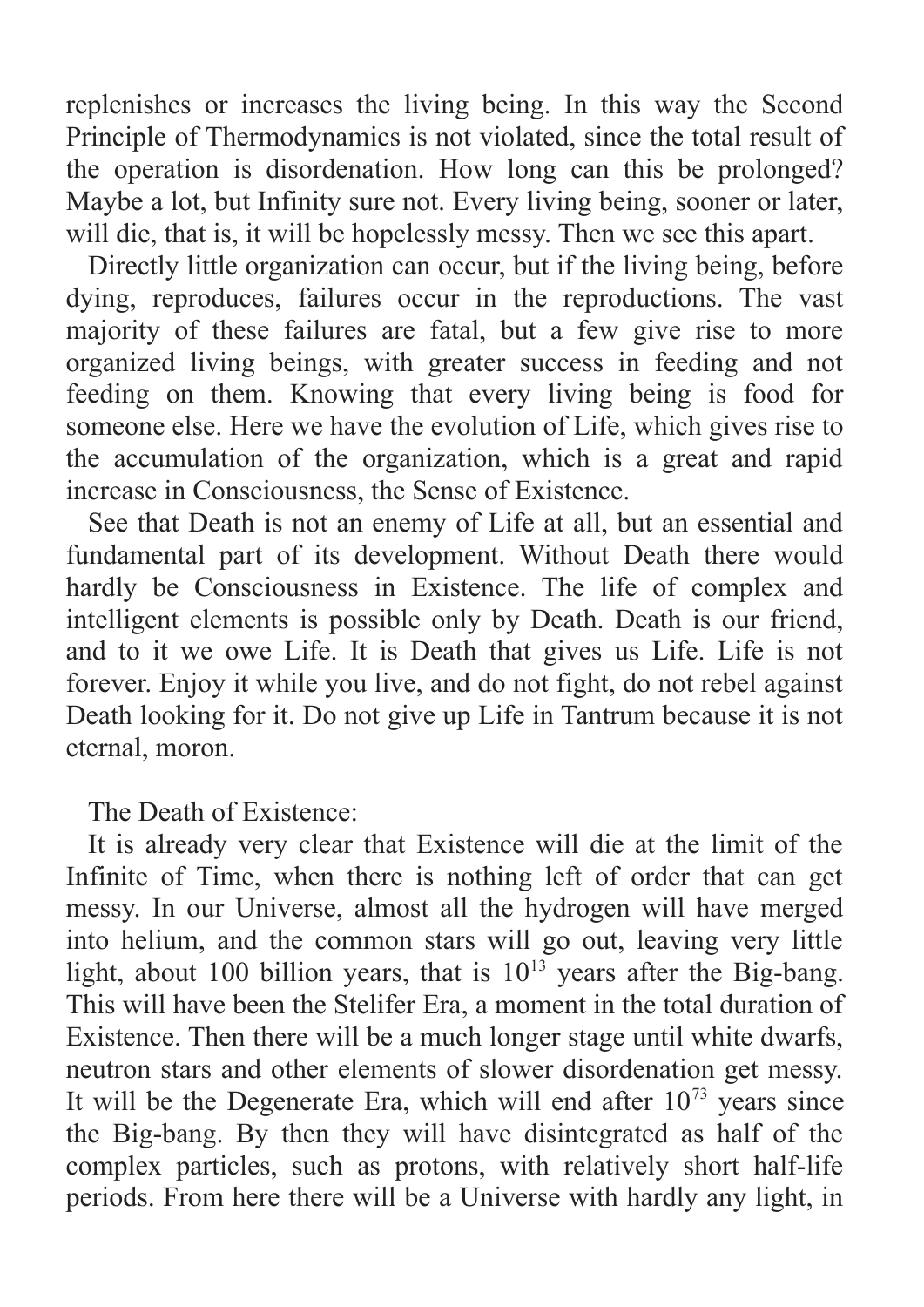replenishes or increases the living being. In this way the Second Principle of Thermodynamics is not violated, since the total result of the operation is disordenation. How long can this be prolonged? Maybe a lot, but Infinity sure not. Every living being, sooner or later, will die, that is, it will be hopelessly messy. Then we see this apart.

Directly little organization can occur, but if the living being, before dying, reproduces, failures occur in the reproductions. The vast majority of these failures are fatal, but a few give rise to more organized living beings, with greater success in feeding and not feeding on them. Knowing that every living being is food for someone else. Here we have the evolution of Life, which gives rise to the accumulation of the organization, which is a great and rapid increase in Consciousness, the Sense of Existence.

See that Death is not an enemy of Life at all, but an essential and fundamental part of its development. Without Death there would hardly be Consciousness in Existence. The life of complex and intelligent elements is possible only by Death. Death is our friend, and to it we owe Life. It is Death that gives us Life. Life is not forever. Enjoy it while you live, and do not fight, do not rebel against Death looking for it. Do not give up Life in Tantrum because it is not eternal, moron.

The Death of Existence:

It is already very clear that Existence will die at the limit of the Infinite of Time, when there is nothing left of order that can get messy. In our Universe, almost all the hydrogen will have merged into helium, and the common stars will go out, leaving very little light, about 100 billion years, that is $10^{13}$ years after the Big-bang. This will have been the Stelifer Era, a moment in the total duration of Existence. Then there will be a much longer stage until white dwarfs, neutron stars and other elements of slower disordenation get messy. It will be the Degenerate Era, which will end after $10^{73}$ years since the Big-bang. By then they will have disintegrated as half of the complex particles, such as protons, with relatively short half-life periods. From here there will be a Universe with hardly any light, in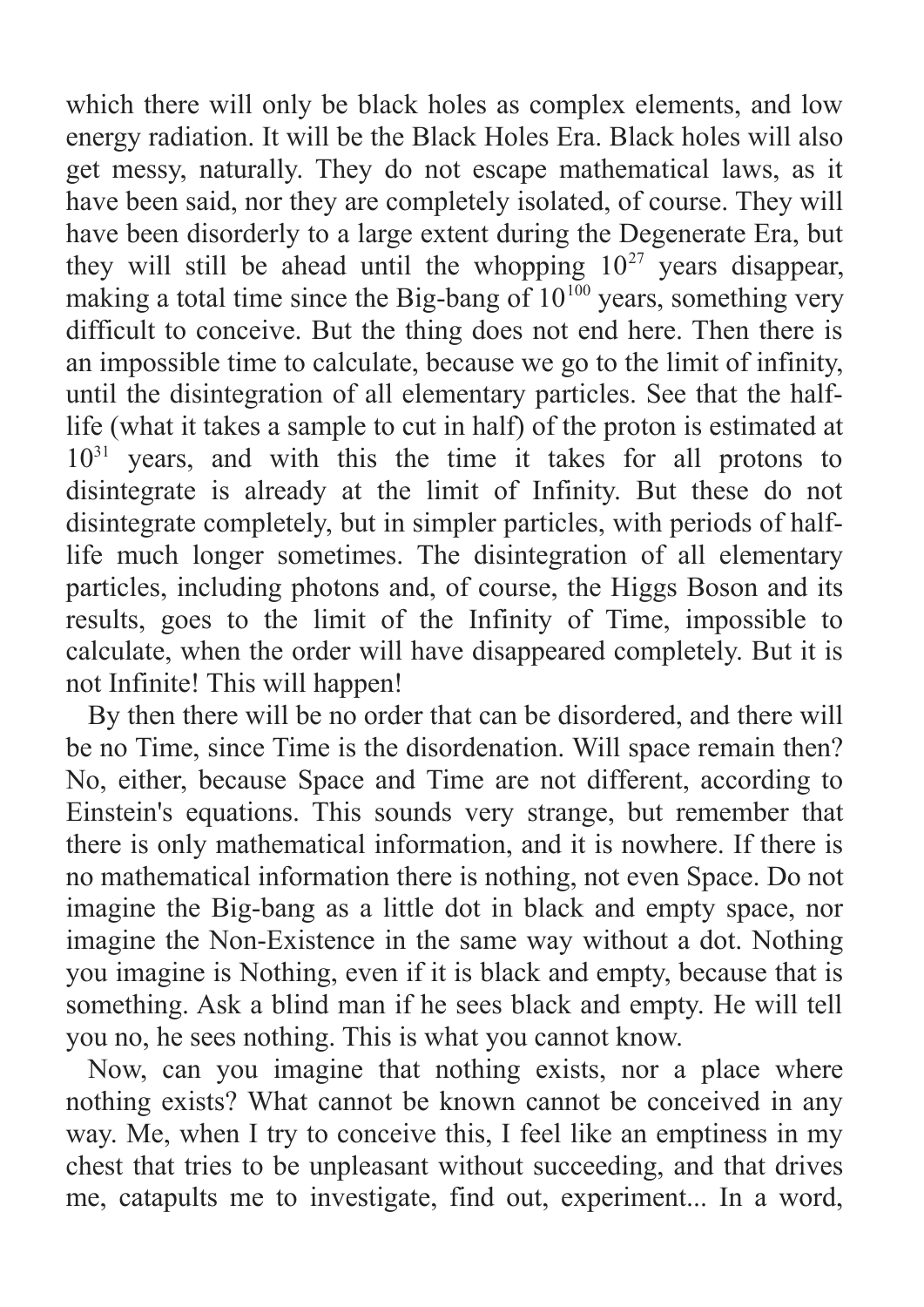which there will only be black holes as complex elements, and low energy radiation. It will be the Black Holes Era. Black holes will also get messy, naturally. They do not escape mathematical laws, as it have been said, nor they are completely isolated, of course. They will have been disorderly to a large extent during the Degenerate Era, but they will still be ahead until the whopping $10^{27}$ years disappear, making a total time since the Big-bang of $10^{100}$ years, something very difficult to conceive. But the thing does not end here. Then there is an impossible time to calculate, because we go to the limit of infinity, until the disintegration of all elementary particles. See that the half-life (what it takes a sample to cut in half) of the proton is estimated at $10^{31}$ years, and with this the time it takes for all protons to disintegrate is already at the limit of Infinity. But these do not disintegrate completely, but in simpler particles, with periods of half-life much longer sometimes. The disintegration of all elementary particles, including photons and, of course, the Higgs Boson and its results, goes to the limit of the Infinity of Time, impossible to calculate, when the order will have disappeared completely. But it is not Infinite! This will happen!

By then there will be no order that can be disordered, and there will be no Time, since Time is the disordenation. Will space remain then? No, either, because Space and Time are not different, according to Einstein's equations. This sounds very strange, but remember that there is only mathematical information, and it is nowhere. If there is no mathematical information there is nothing, not even Space. Do not imagine the Big-bang as a little dot in black and empty space, nor imagine the Non-Existence in the same way without a dot. Nothing you imagine is Nothing, even if it is black and empty, because that is something. Ask a blind man if he sees black and empty. He will tell you no, he sees nothing. This is what you cannot know.

Now, can you imagine that nothing exists, nor a place where nothing exists? What cannot be known cannot be conceived in any way. Me, when I try to conceive this, I feel like an emptiness in my chest that tries to be unpleasant without succeeding, and that drives me, catapults me to investigate, find out, experiment... In a word,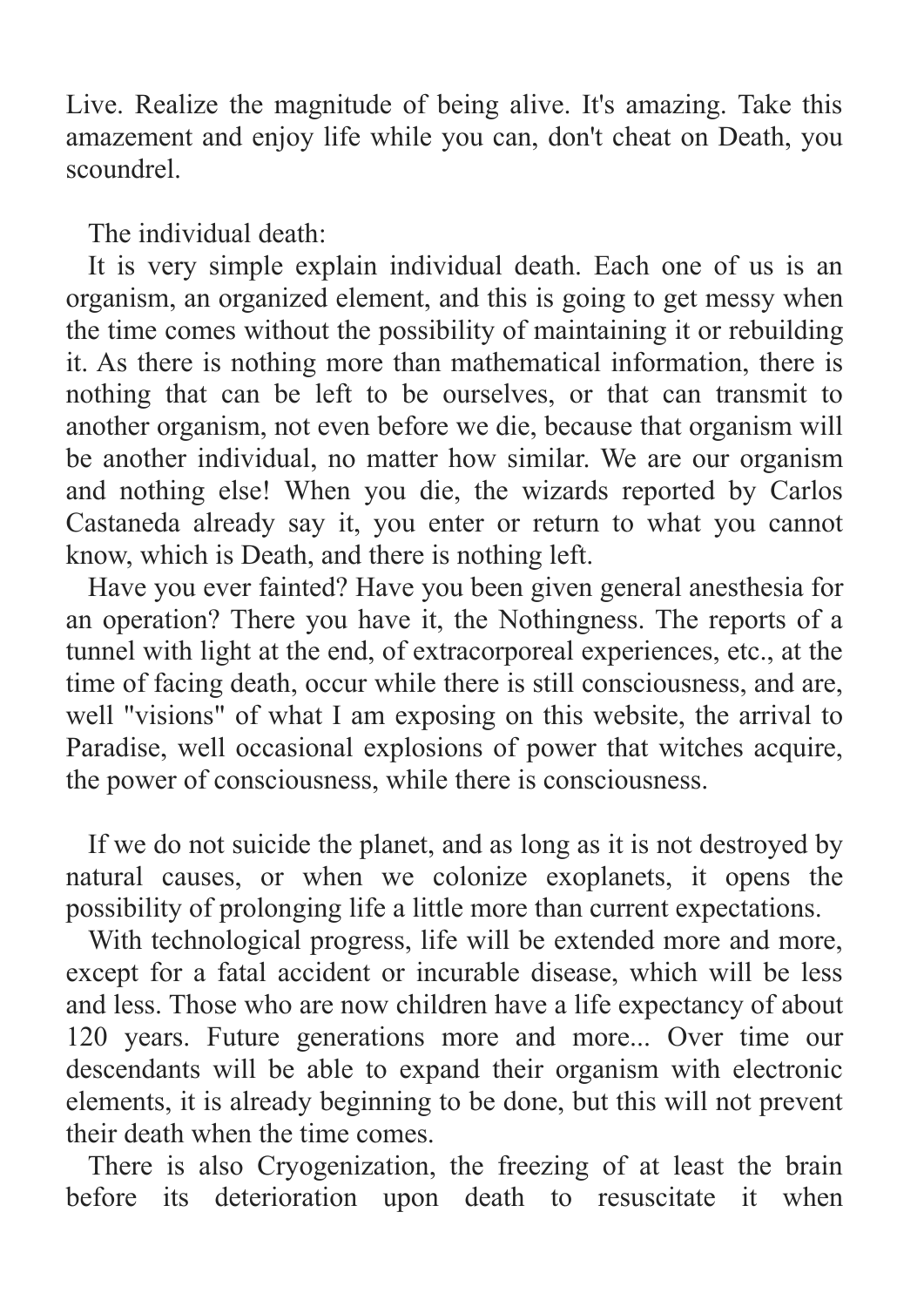Live. Realize the magnitude of being alive. It's amazing. Take this amazement and enjoy life while you can, don't cheat on Death, you scoundrel.

The individual death:

It is very simple explain individual death. Each one of us is an organism, an organized element, and this is going to get messy when the time comes without the possibility of maintaining it or rebuilding it. As there is nothing more than mathematical information, there is nothing that can be left to be ourselves, or that can transmit to another organism, not even before we die, because that organism will be another individual, no matter how similar. We are our organism and nothing else! When you die, the wizards reported by Carlos Castaneda already say it, you enter or return to what you cannot know, which is Death, and there is nothing left.

Have you ever fainted? Have you been given general anesthesia for an operation? There you have it, the Nothingness. The reports of a tunnel with light at the end, of extracorporeal experiences, etc., at the time of facing death, occur while there is still consciousness, and are, well "visions" of what I am exposing on this website, the arrival to Paradise, well occasional explosions of power that witches acquire, the power of consciousness, while there is consciousness.

If we do not suicide the planet, and as long as it is not destroyed by natural causes, or when we colonize exoplanets, it opens the possibility of prolonging life a little more than current expectations.

With technological progress, life will be extended more and more, except for a fatal accident or incurable disease, which will be less and less. Those who are now children have a life expectancy of about 120 years. Future generations more and more... Over time our descendants will be able to expand their organism with electronic elements, it is already beginning to be done, but this will not prevent their death when the time comes.

There is also Cryogenization, the freezing of at least the brain before its deterioration upon death to resuscitate it when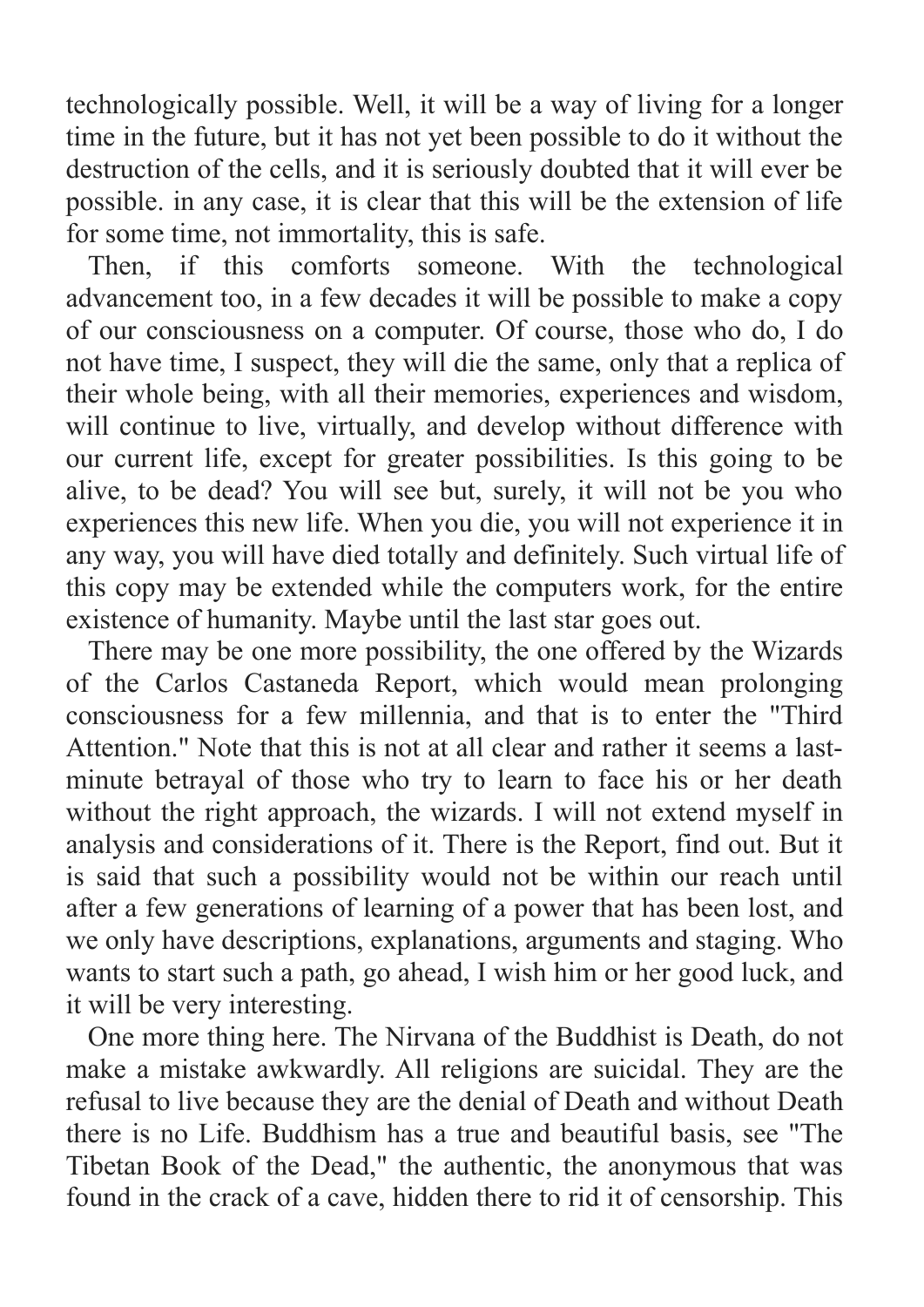technologically possible. Well, it will be a way of living for a longer time in the future, but it has not yet been possible to do it without the destruction of the cells, and it is seriously doubted that it will ever be possible. in any case, it is clear that this will be the extension of life for some time, not immortality, this is safe.

Then, if this comforts someone. With the technological advancement too, in a few decades it will be possible to make a copy of our consciousness on a computer. Of course, those who do, I do not have time, I suspect, they will die the same, only that a replica of their whole being, with all their memories, experiences and wisdom, will continue to live, virtually, and develop without difference with our current life, except for greater possibilities. Is this going to be alive, to be dead? You will see but, surely, it will not be you who experiences this new life. When you die, you will not experience it in any way, you will have died totally and definitely. Such virtual life of this copy may be extended while the computers work, for the entire existence of humanity. Maybe until the last star goes out.

There may be one more possibility, the one offered by the Wizards of the Carlos Castaneda Report, which would mean prolonging consciousness for a few millennia, and that is to enter the "Third Attention." Note that this is not at all clear and rather it seems a last-minute betrayal of those who try to learn to face his or her death without the right approach, the wizards. I will not extend myself in analysis and considerations of it. There is the Report, find out. But it is said that such a possibility would not be within our reach until after a few generations of learning of a power that has been lost, and we only have descriptions, explanations, arguments and staging. Who wants to start such a path, go ahead, I wish him or her good luck, and it will be very interesting.

One more thing here. The Nirvana of the Buddhist is Death, do not make a mistake awkwardly. All religions are suicidal. They are the refusal to live because they are the denial of Death and without Death there is no Life. Buddhism has a true and beautiful basis, see "The Tibetan Book of the Dead," the authentic, the anonymous that was found in the crack of a cave, hidden there to rid it of censorship. This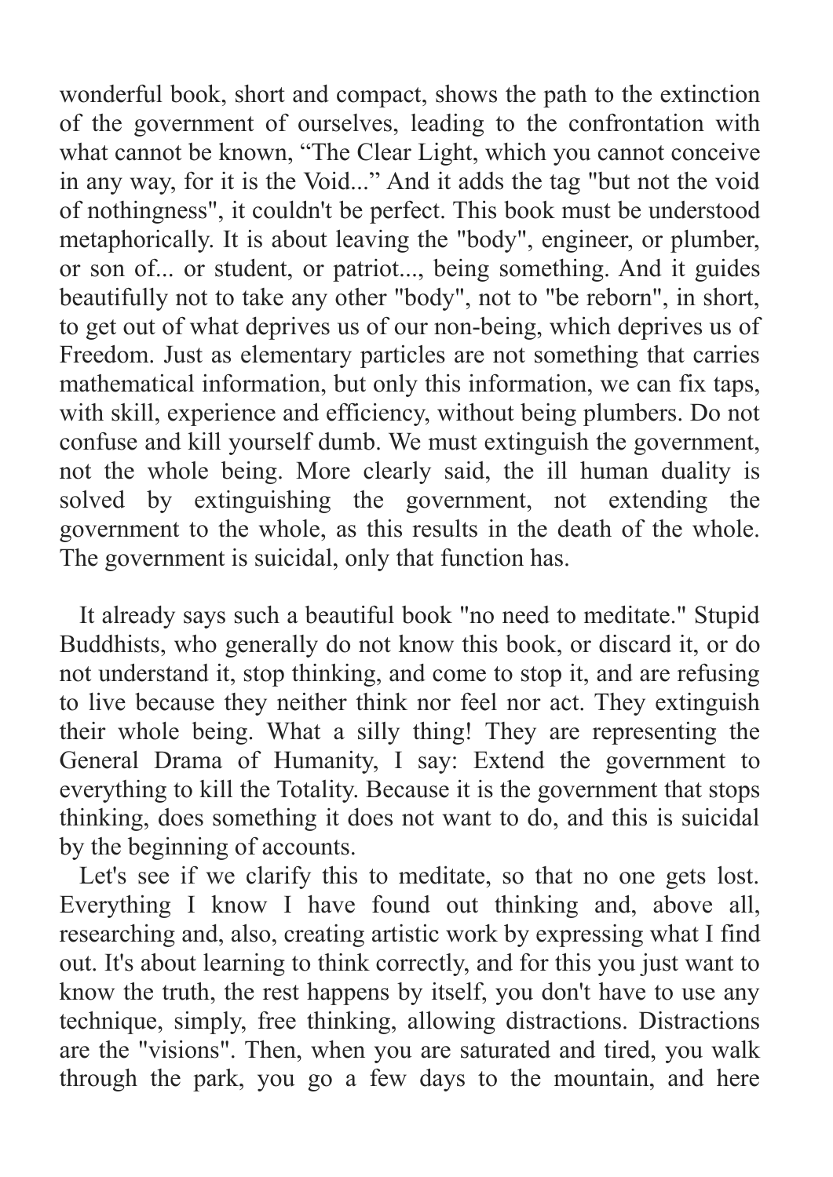wonderful book, short and compact, shows the path to the extinction of the government of ourselves, leading to the confrontation with what cannot be known, "The Clear Light, which you cannot conceive in any way, for it is the Void..." And it adds the tag "but not the void of nothingness", it couldn't be perfect. This book must be understood metaphorically. It is about leaving the "body", engineer, or plumber, or son of... or student, or patriot..., being something. And it guides beautifully not to take any other "body", not to "be reborn", in short, to get out of what deprives us of our non-being, which deprives us of Freedom. Just as elementary particles are not something that carries mathematical information, but only this information, we can fix taps, with skill, experience and efficiency, without being plumbers. Do not confuse and kill yourself dumb. We must extinguish the government, not the whole being. More clearly said, the ill human duality is solved by extinguishing the government, not extending the government to the whole, as this results in the death of the whole. The government is suicidal, only that function has.

It already says such a beautiful book "no need to meditate." Stupid Buddhists, who generally do not know this book, or discard it, or do not understand it, stop thinking, and come to stop it, and are refusing to live because they neither think nor feel nor act. They extinguish their whole being. What a silly thing! They are representing the General Drama of Humanity, I say: Extend the government to everything to kill the Totality. Because it is the government that stops thinking, does something it does not want to do, and this is suicidal by the beginning of accounts.

Let's see if we clarify this to meditate, so that no one gets lost. Everything I know I have found out thinking and, above all, researching and, also, creating artistic work by expressing what I find out. It's about learning to think correctly, and for this you just want to know the truth, the rest happens by itself, you don't have to use any technique, simply, free thinking, allowing distractions. Distractions are the "visions". Then, when you are saturated and tired, you walk through the park, you go a few days to the mountain, and here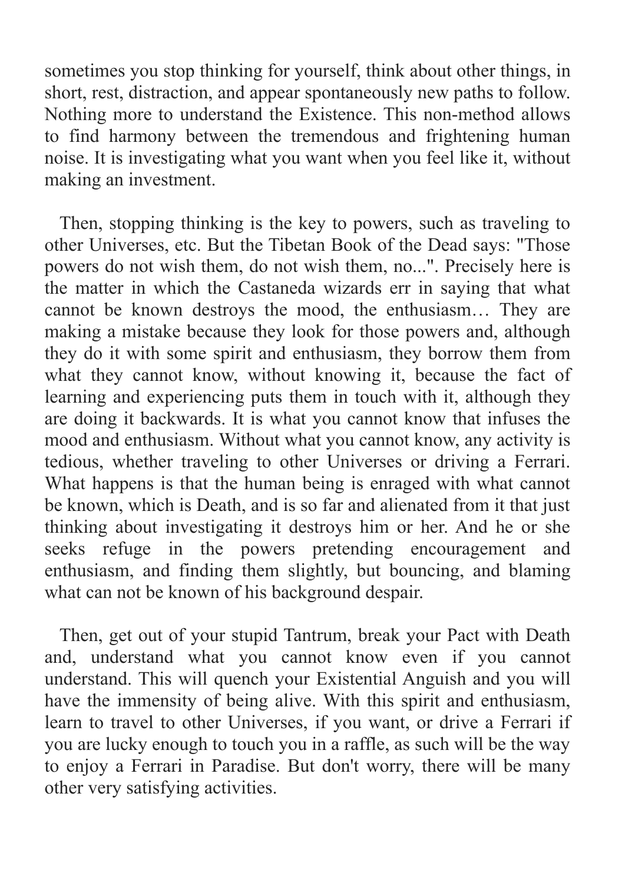sometimes you stop thinking for yourself, think about other things, in short, rest, distraction, and appear spontaneously new paths to follow. Nothing more to understand the Existence. This non-method allows to find harmony between the tremendous and frightening human noise. It is investigating what you want when you feel like it, without making an investment.

Then, stopping thinking is the key to powers, such as traveling to other Universes, etc. But the Tibetan Book of the Dead says: "Those powers do not wish them, do not wish them, no...". Precisely here is the matter in which the Castaneda wizards err in saying that what cannot be known destroys the mood, the enthusiasm… They are making a mistake because they look for those powers and, although they do it with some spirit and enthusiasm, they borrow them from what they cannot know, without knowing it, because the fact of learning and experiencing puts them in touch with it, although they are doing it backwards. It is what you cannot know that infuses the mood and enthusiasm. Without what you cannot know, any activity is tedious, whether traveling to other Universes or driving a Ferrari. What happens is that the human being is enraged with what cannot be known, which is Death, and is so far and alienated from it that just thinking about investigating it destroys him or her. And he or she seeks refuge in the powers pretending encouragement and enthusiasm, and finding them slightly, but bouncing, and blaming what can not be known of his background despair.

Then, get out of your stupid Tantrum, break your Pact with Death and, understand what you cannot know even if you cannot understand. This will quench your Existential Anguish and you will have the immensity of being alive. With this spirit and enthusiasm, learn to travel to other Universes, if you want, or drive a Ferrari if you are lucky enough to touch you in a raffle, as such will be the way to enjoy a Ferrari in Paradise. But don't worry, there will be many other very satisfying activities.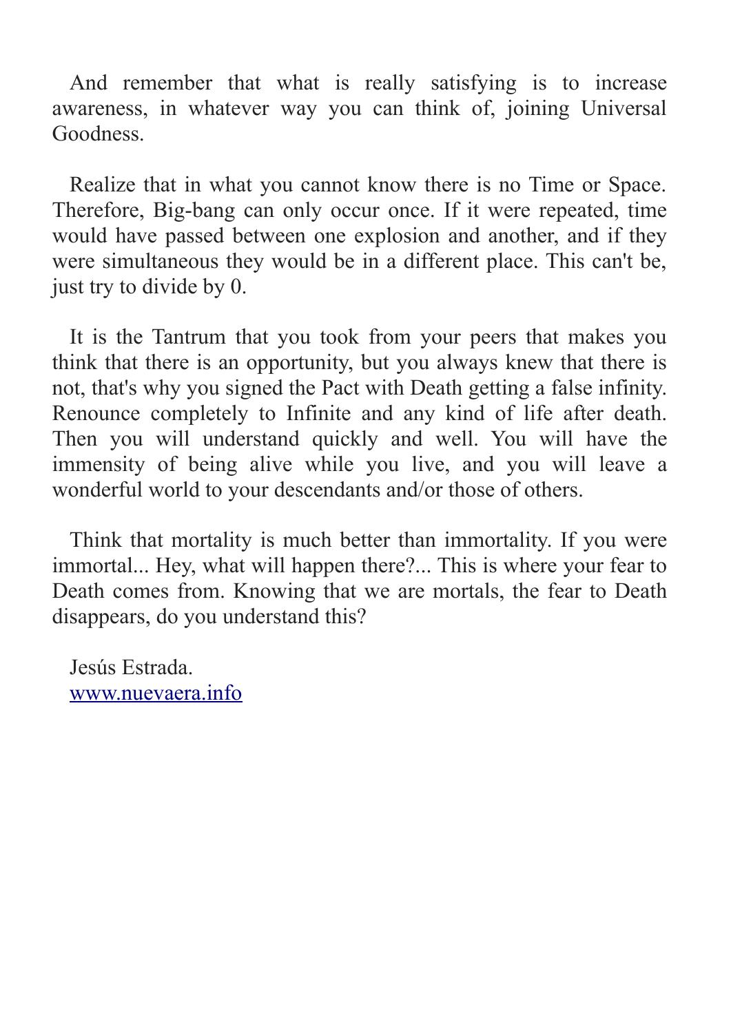And remember that what is really satisfying is to increase awareness, in whatever way you can think of, joining Universal Goodness.

Realize that in what you cannot know there is no Time or Space. Therefore, Big-bang can only occur once. If it were repeated, time would have passed between one explosion and another, and if they were simultaneous they would be in a different place. This can't be, just try to divide by 0.

It is the Tantrum that you took from your peers that makes you think that there is an opportunity, but you always knew that there is not, that's why you signed the Pact with Death getting a false infinity. Renounce completely to Infinite and any kind of life after death. Then you will understand quickly and well. You will have the immensity of being alive while you live, and you will leave a wonderful world to your descendants and/or those of others.

Think that mortality is much better than immortality. If you were immortal... Hey, what will happen there?... This is where your fear to Death comes from. Knowing that we are mortals, the fear to Death disappears, do you understand this?

Jesús Estrada.
[www.nuevaera.info](http://www.nuevaera.info)